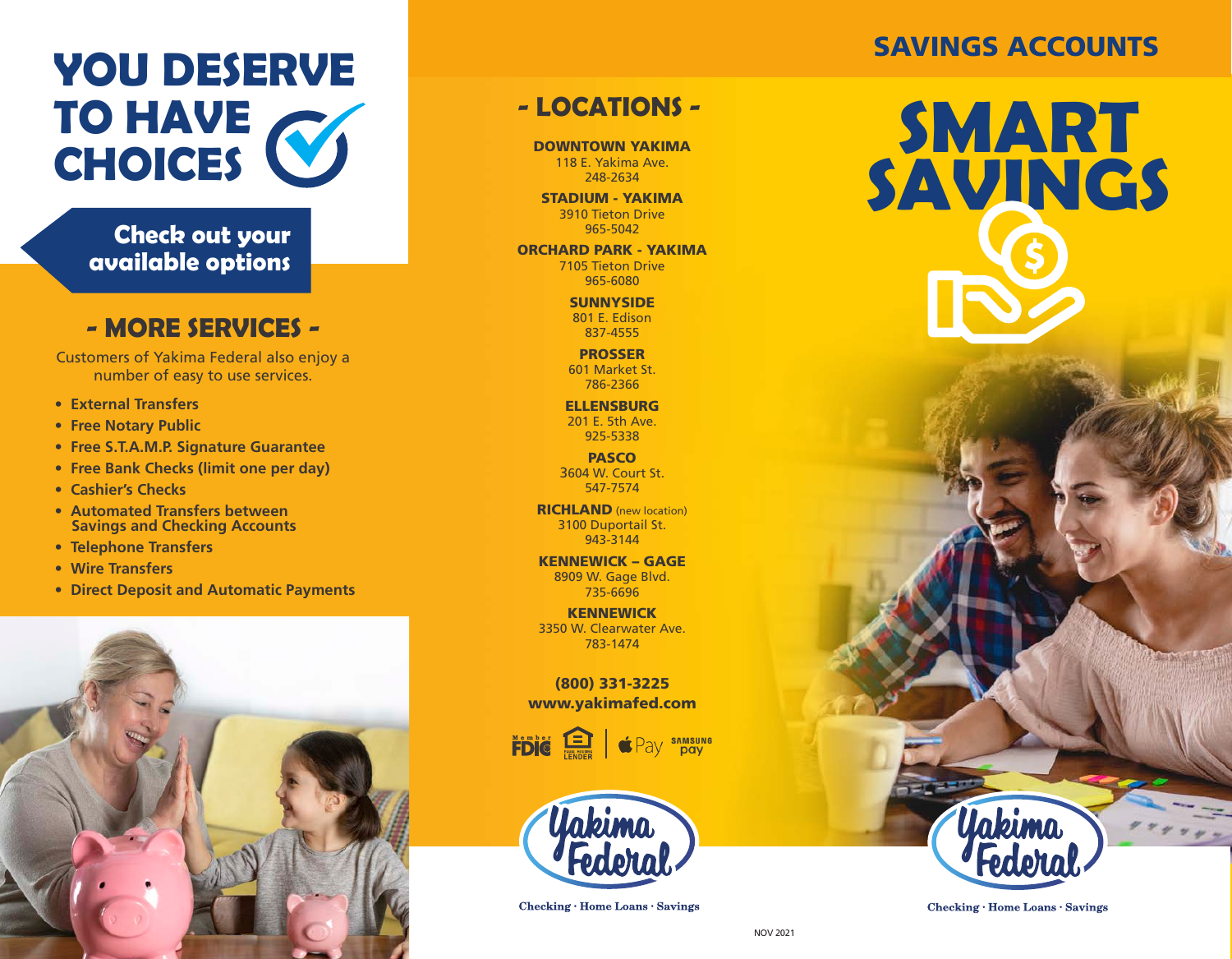# YOU DESERVE TO HAVE CHOICES

**Check out your available options**

## - MORE SERVICES -

Customers of Yakima Federal also enjoy a number of easy to use services.

- **External Transfers**
- **Free Notary Public**
- **Free S.T.A.M.P. Signature Guarantee**
- **Free Bank Checks (limit one per day)**
- **Cashier's Checks**
- **Automated Transfers between Savings and Checking Accounts**
- **Telephone Transfers**
- **Wire Transfers**
- **Direct Deposit and Automatic Payments**

## - LOCATIONS -

**DOWNTOWN YAKIMA**
118 E. Yakima Ave.
248-2634

**STADIUM - YAKIMA**
3910 Tieton Drive
965-5042

**ORCHARD PARK - YAKIMA**
7105 Tieton Drive
965-6080

**SUNNYSIDE**
801 E. Edison
837-4555

**PROSSER**
601 Market St.
786-2366

**ELLENSBURG**
201 E. 5th Ave.
925-5338

**PASCO**
3604 W. Court St.
547-7574

**RICHLAND** (new location)
3100 Duportail St.
943-3144

**KENNEWICK – GAGE**
8909 W. Gage Blvd.
735-6696

**KENNEWICK**
3350 W. Clearwater Ave.
783-1474

**(800) 331-3225**
**www.yakimafed.com**

Member FDIC · Equal Housing Lender · Apple Pay · Samsung Pay

Yakima Federal

Checking · Home Loans · Savings

NOV 2021

## SAVINGS ACCOUNTS

# SMART SAVINGS

Yakima Federal

Checking · Home Loans · Savings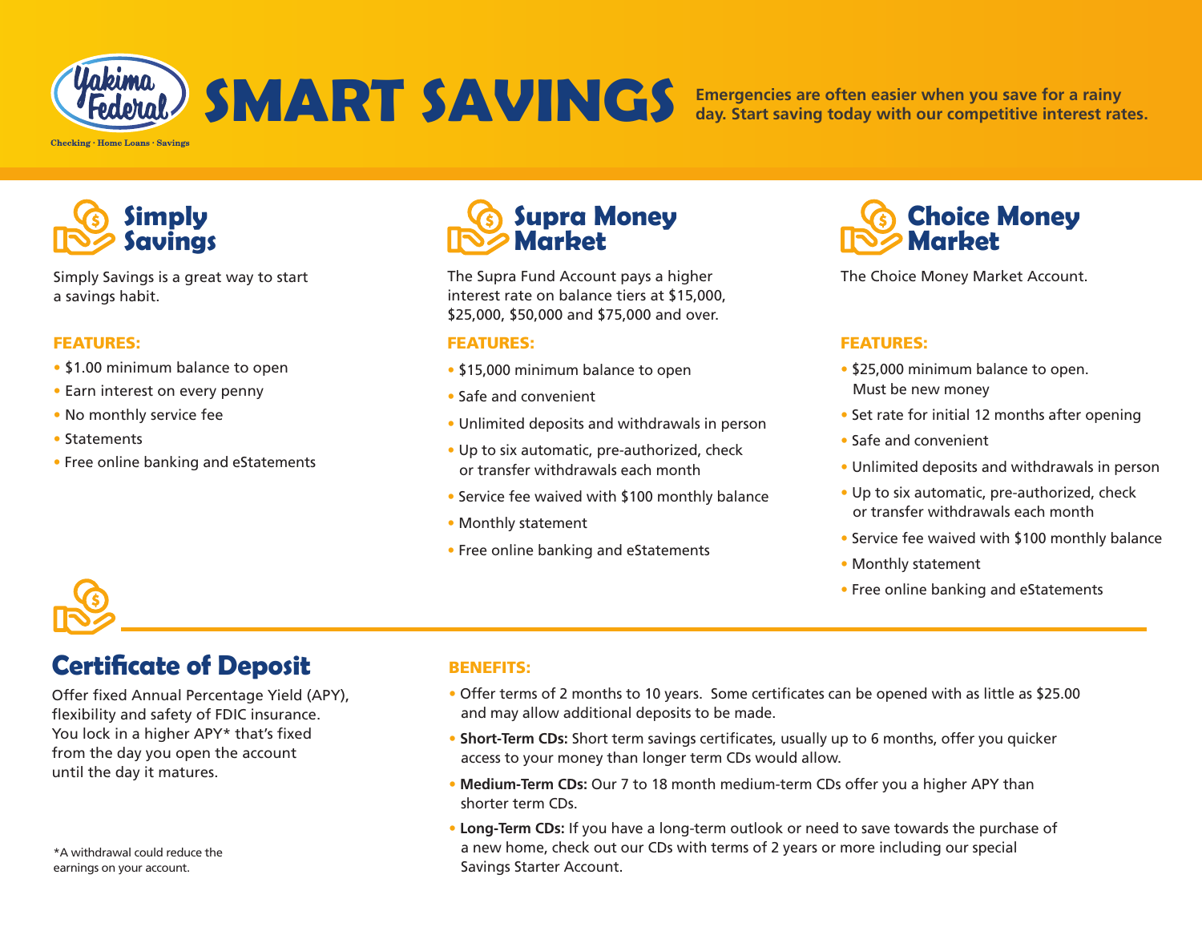Yakima Federal

Checking · Home Loans · Savings

# SMART SAVINGS

**Emergencies are often easier when you save for a rainy day. Start saving today with our competitive interest rates.**

## Simply Savings

Simply Savings is a great way to start a savings habit.

**FEATURES:**

- $1.00 minimum balance to open
- Earn interest on every penny
- No monthly service fee
- Statements
- Free online banking and eStatements

## Supra Money Market

The Supra Fund Account pays a higher interest rate on balance tiers at $15,000, $25,000, $50,000 and $75,000 and over.

**FEATURES:**

- $15,000 minimum balance to open
- Safe and convenient
- Unlimited deposits and withdrawals in person
- Up to six automatic, pre-authorized, check or transfer withdrawals each month
- Service fee waived with $100 monthly balance
- Monthly statement
- Free online banking and eStatements

## Choice Money Market

The Choice Money Market Account.

**FEATURES:**

- $25,000 minimum balance to open. Must be new money
- Set rate for initial 12 months after opening
- Safe and convenient
- Unlimited deposits and withdrawals in person
- Up to six automatic, pre-authorized, check or transfer withdrawals each month
- Service fee waived with $100 monthly balance
- Monthly statement
- Free online banking and eStatements

## Certificate of Deposit

Offer fixed Annual Percentage Yield (APY), flexibility and safety of FDIC insurance. You lock in a higher APY* that's fixed from the day you open the account until the day it matures.

**BENEFITS:**

- Offer terms of 2 months to 10 years. Some certificates can be opened with as little as $25.00 and may allow additional deposits to be made.
- **Short-Term CDs:** Short term savings certificates, usually up to 6 months, offer you quicker access to your money than longer term CDs would allow.
- **Medium-Term CDs:** Our 7 to 18 month medium-term CDs offer you a higher APY than shorter term CDs.
- **Long-Term CDs:** If you have a long-term outlook or need to save towards the purchase of a new home, check out our CDs with terms of 2 years or more including our special Savings Starter Account.

*A withdrawal could reduce the earnings on your account.